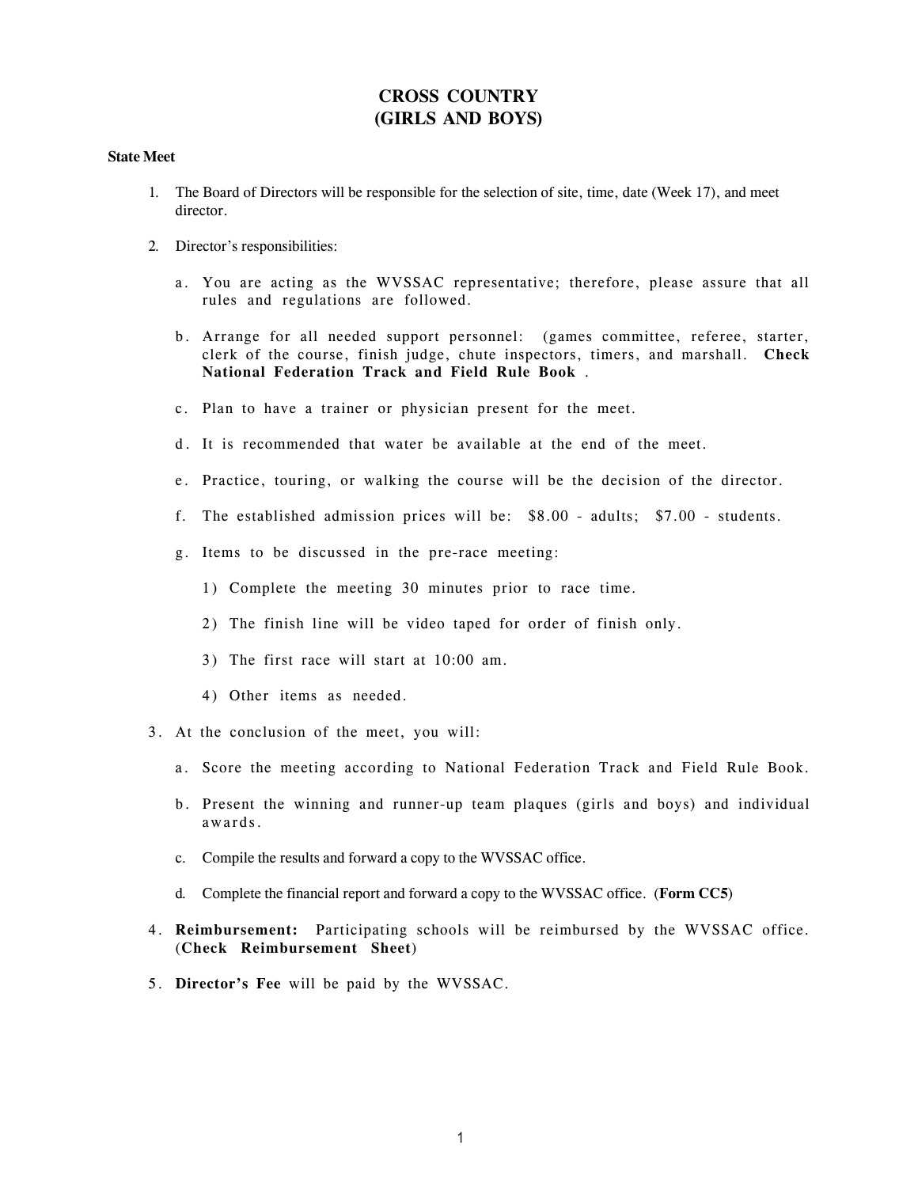# CROSS COUNTRY
# (GIRLS AND BOYS)

**State Meet**

1. The Board of Directors will be responsible for the selection of site, time, date (Week 17), and meet director.

2. Director's responsibilities:

   a. You are acting as the WVSSAC representative; therefore, please assure that all rules and regulations are followed.

   b. Arrange for all needed support personnel: (games committee, referee, starter, clerk of the course, finish judge, chute inspectors, timers, and marshall. **Check National Federation Track and Field Rule Book** .

   c. Plan to have a trainer or physician present for the meet.

   d. It is recommended that water be available at the end of the meet.

   e. Practice, touring, or walking the course will be the decision of the director.

   f. The established admission prices will be: $8.00 - adults; $7.00 - students.

   g. Items to be discussed in the pre-race meeting:

      1) Complete the meeting 30 minutes prior to race time.

      2) The finish line will be video taped for order of finish only.

      3) The first race will start at 10:00 am.

      4) Other items as needed.

3. At the conclusion of the meet, you will:

   a. Score the meeting according to National Federation Track and Field Rule Book.

   b. Present the winning and runner-up team plaques (girls and boys) and individual awards.

   c. Compile the results and forward a copy to the WVSSAC office.

   d. Complete the financial report and forward a copy to the WVSSAC office. (**Form CC5**)

4. **Reimbursement:** Participating schools will be reimbursed by the WVSSAC office. (**Check Reimbursement Sheet**)

5. **Director's Fee** will be paid by the WVSSAC.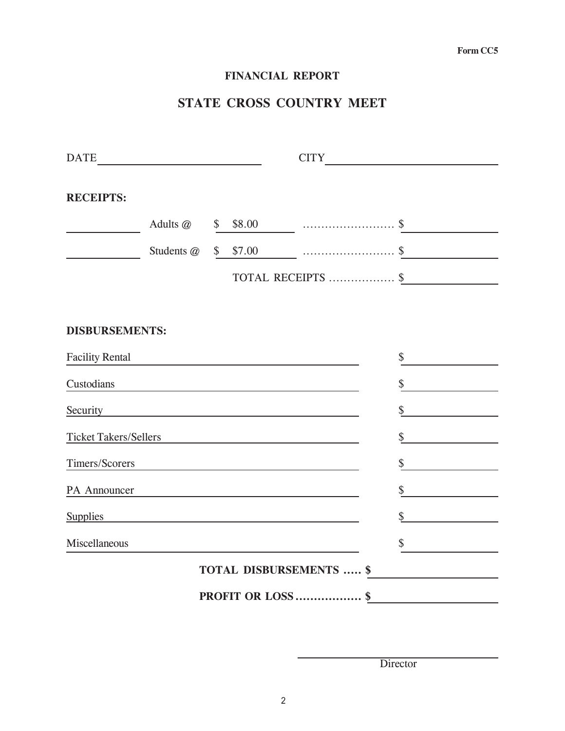Form CC5

## FINANCIAL REPORT

# STATE CROSS COUNTRY MEET

DATE ____________________________ CITY ____________________________

**RECEIPTS:**

____________ Adults @ $ $8.00 …………………… $ ______________

____________ Students @ $ $7.00 …………………… $ ______________

TOTAL RECEIPTS ……………… $ ______________

**DISBURSEMENTS:**

Facility Rental ____________________________ $ ______________

Custodians ____________________________ $ ______________

Security ____________________________ $ ______________

Ticket Takers/Sellers ____________________________ $ ______________

Timers/Scorers ____________________________ $ ______________

PA Announcer ____________________________ $ ______________

Supplies ____________________________ $ ______________

Miscellaneous ____________________________ $ ______________

**TOTAL DISBURSEMENTS ….. $** ______________

**PROFIT OR LOSS ……………… $** ______________

____________________________
Director